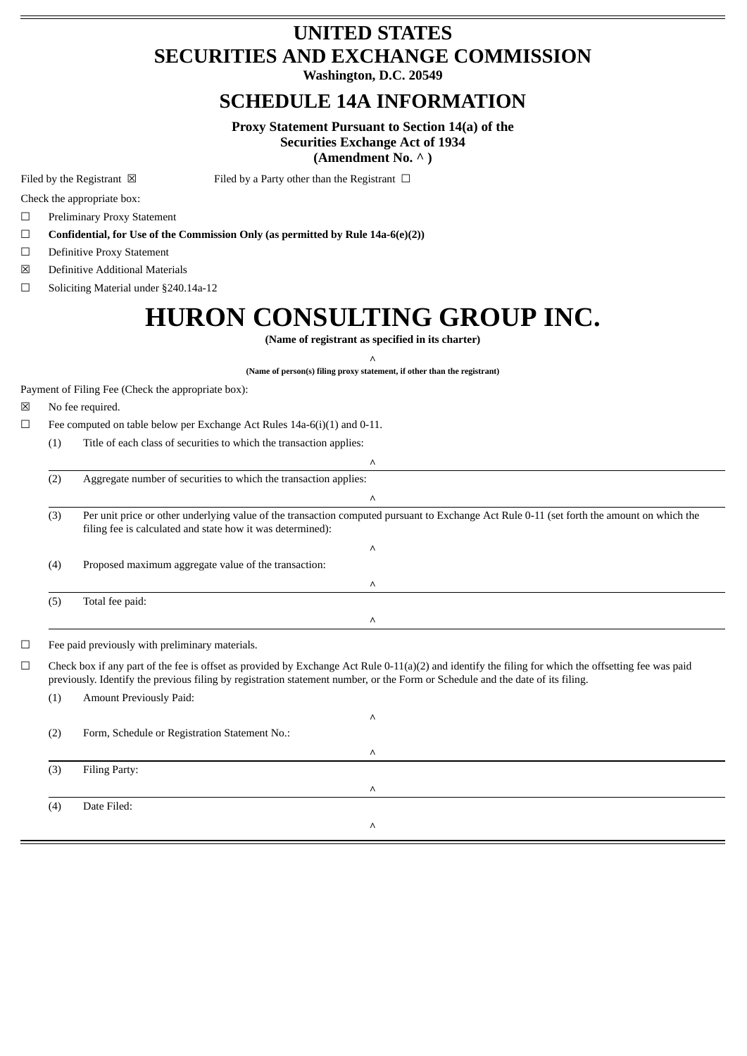# UNITED STATES
# SECURITIES AND EXCHANGE COMMISSION

**Washington, D.C. 20549**

## SCHEDULE 14A INFORMATION

**Proxy Statement Pursuant to Section 14(a) of the**
**Securities Exchange Act of 1934**
**(Amendment No. ^ )**

Filed by the Registrant ☒ Filed by a Party other than the Registrant ☐

Check the appropriate box:

☐ Preliminary Proxy Statement

☐ **Confidential, for Use of the Commission Only (as permitted by Rule 14a-6(e)(2))**

☐ Definitive Proxy Statement

☒ Definitive Additional Materials

☐ Soliciting Material under §240.14a-12

# HURON CONSULTING GROUP INC.

**(Name of registrant as specified in its charter)**

^

**(Name of person(s) filing proxy statement, if other than the registrant)**

Payment of Filing Fee (Check the appropriate box):

☒ No fee required.

☐ Fee computed on table below per Exchange Act Rules 14a-6(i)(1) and 0-11.

(1) Title of each class of securities to which the transaction applies:

^

(2) Aggregate number of securities to which the transaction applies:

^

(3) Per unit price or other underlying value of the transaction computed pursuant to Exchange Act Rule 0-11 (set forth the amount on which the filing fee is calculated and state how it was determined):

^

(4) Proposed maximum aggregate value of the transaction:

^

(5) Total fee paid:

^

☐ Fee paid previously with preliminary materials.

☐ Check box if any part of the fee is offset as provided by Exchange Act Rule 0-11(a)(2) and identify the filing for which the offsetting fee was paid previously. Identify the previous filing by registration statement number, or the Form or Schedule and the date of its filing.

(1) Amount Previously Paid:

^

(2) Form, Schedule or Registration Statement No.:

^

(3) Filing Party:

^

(4) Date Filed:

^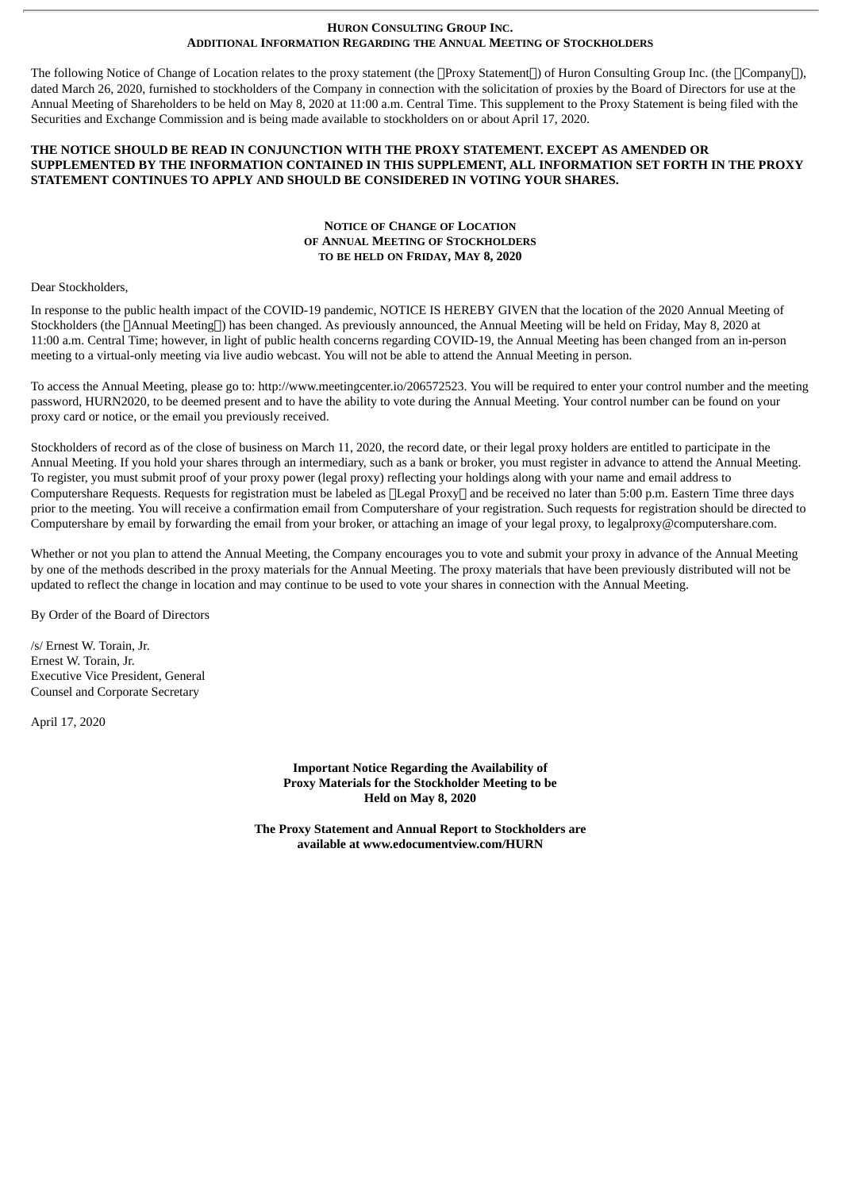**HURON CONSULTING GROUP INC.**
**ADDITIONAL INFORMATION REGARDING THE ANNUAL MEETING OF STOCKHOLDERS**

The following Notice of Change of Location relates to the proxy statement (the "Proxy Statement") of Huron Consulting Group Inc. (the "Company"), dated March 26, 2020, furnished to stockholders of the Company in connection with the solicitation of proxies by the Board of Directors for use at the Annual Meeting of Shareholders to be held on May 8, 2020 at 11:00 a.m. Central Time. This supplement to the Proxy Statement is being filed with the Securities and Exchange Commission and is being made available to stockholders on or about April 17, 2020.

**THE NOTICE SHOULD BE READ IN CONJUNCTION WITH THE PROXY STATEMENT. EXCEPT AS AMENDED OR SUPPLEMENTED BY THE INFORMATION CONTAINED IN THIS SUPPLEMENT, ALL INFORMATION SET FORTH IN THE PROXY STATEMENT CONTINUES TO APPLY AND SHOULD BE CONSIDERED IN VOTING YOUR SHARES.**

**NOTICE OF CHANGE OF LOCATION**
**OF ANNUAL MEETING OF STOCKHOLDERS**
**TO BE HELD ON FRIDAY, MAY 8, 2020**

Dear Stockholders,

In response to the public health impact of the COVID-19 pandemic, NOTICE IS HEREBY GIVEN that the location of the 2020 Annual Meeting of Stockholders (the "Annual Meeting") has been changed. As previously announced, the Annual Meeting will be held on Friday, May 8, 2020 at 11:00 a.m. Central Time; however, in light of public health concerns regarding COVID-19, the Annual Meeting has been changed from an in-person meeting to a virtual-only meeting via live audio webcast. You will not be able to attend the Annual Meeting in person.

To access the Annual Meeting, please go to: http://www.meetingcenter.io/206572523. You will be required to enter your control number and the meeting password, HURN2020, to be deemed present and to have the ability to vote during the Annual Meeting. Your control number can be found on your proxy card or notice, or the email you previously received.

Stockholders of record as of the close of business on March 11, 2020, the record date, or their legal proxy holders are entitled to participate in the Annual Meeting. If you hold your shares through an intermediary, such as a bank or broker, you must register in advance to attend the Annual Meeting. To register, you must submit proof of your proxy power (legal proxy) reflecting your holdings along with your name and email address to Computershare Requests. Requests for registration must be labeled as "Legal Proxy" and be received no later than 5:00 p.m. Eastern Time three days prior to the meeting. You will receive a confirmation email from Computershare of your registration. Such requests for registration should be directed to Computershare by email by forwarding the email from your broker, or attaching an image of your legal proxy, to legalproxy@computershare.com.

Whether or not you plan to attend the Annual Meeting, the Company encourages you to vote and submit your proxy in advance of the Annual Meeting by one of the methods described in the proxy materials for the Annual Meeting. The proxy materials that have been previously distributed will not be updated to reflect the change in location and may continue to be used to vote your shares in connection with the Annual Meeting.

By Order of the Board of Directors

/s/ Ernest W. Torain, Jr.
Ernest W. Torain, Jr.
Executive Vice President, General Counsel and Corporate Secretary

April 17, 2020

**Important Notice Regarding the Availability of Proxy Materials for the Stockholder Meeting to be Held on May 8, 2020**

**The Proxy Statement and Annual Report to Stockholders are available at www.edocumentview.com/HURN**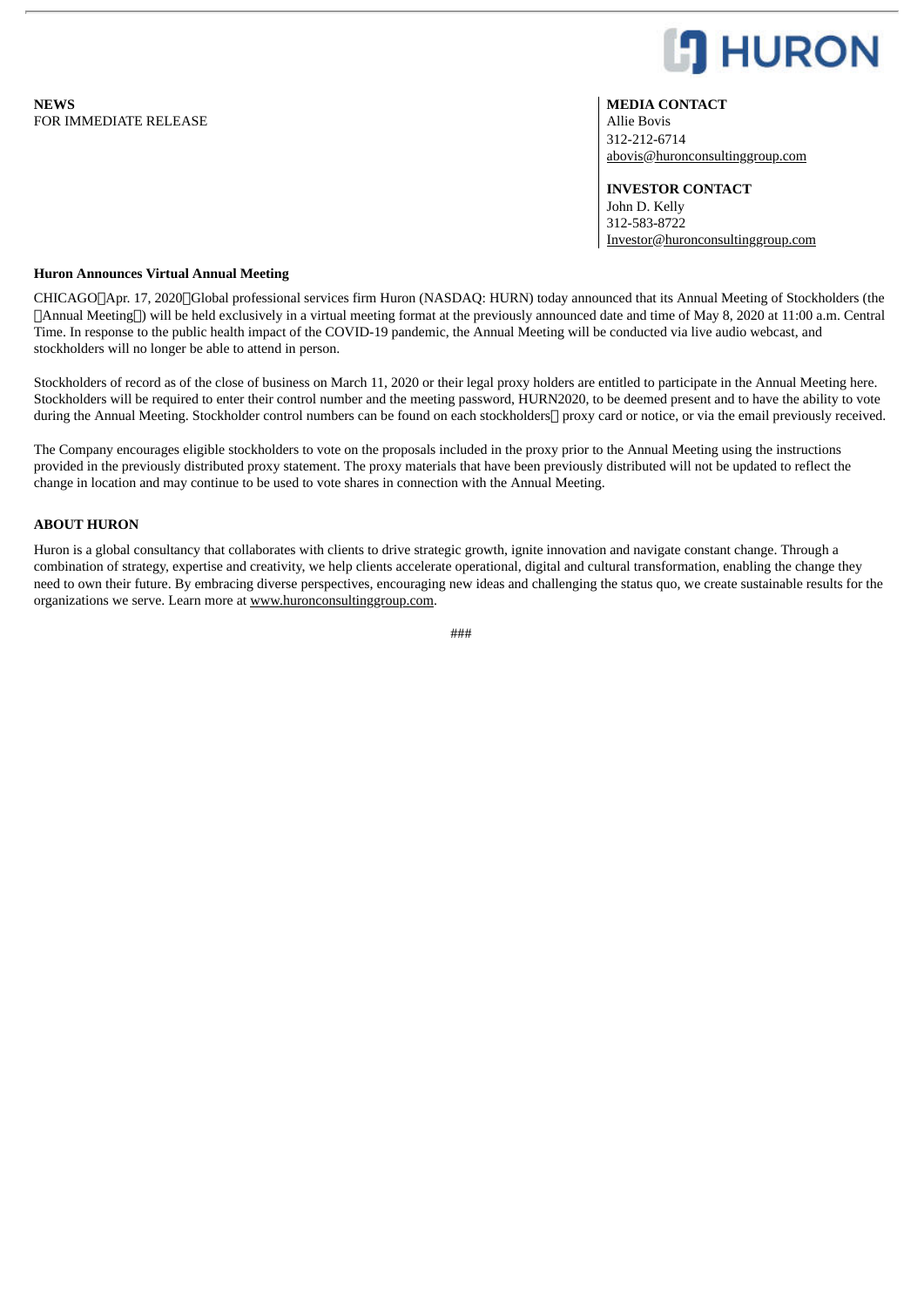**NEWS**
FOR IMMEDIATE RELEASE

**MEDIA CONTACT**
Allie Bovis
312-212-6714
abovis@huronconsultinggroup.com

**INVESTOR CONTACT**
John D. Kelly
312-583-8722
Investor@huronconsultinggroup.com

**Huron Announces Virtual Annual Meeting**

CHICAGO–Apr. 17, 2020–Global professional services firm Huron (NASDAQ: HURN) today announced that its Annual Meeting of Stockholders (the "Annual Meeting") will be held exclusively in a virtual meeting format at the previously announced date and time of May 8, 2020 at 11:00 a.m. Central Time. In response to the public health impact of the COVID-19 pandemic, the Annual Meeting will be conducted via live audio webcast, and stockholders will no longer be able to attend in person.

Stockholders of record as of the close of business on March 11, 2020 or their legal proxy holders are entitled to participate in the Annual Meeting here. Stockholders will be required to enter their control number and the meeting password, HURN2020, to be deemed present and to have the ability to vote during the Annual Meeting. Stockholder control numbers can be found on each stockholders' proxy card or notice, or via the email previously received.

The Company encourages eligible stockholders to vote on the proposals included in the proxy prior to the Annual Meeting using the instructions provided in the previously distributed proxy statement. The proxy materials that have been previously distributed will not be updated to reflect the change in location and may continue to be used to vote shares in connection with the Annual Meeting.

**ABOUT HURON**

Huron is a global consultancy that collaborates with clients to drive strategic growth, ignite innovation and navigate constant change. Through a combination of strategy, expertise and creativity, we help clients accelerate operational, digital and cultural transformation, enabling the change they need to own their future. By embracing diverse perspectives, encouraging new ideas and challenging the status quo, we create sustainable results for the organizations we serve. Learn more at www.huronconsultinggroup.com.

###